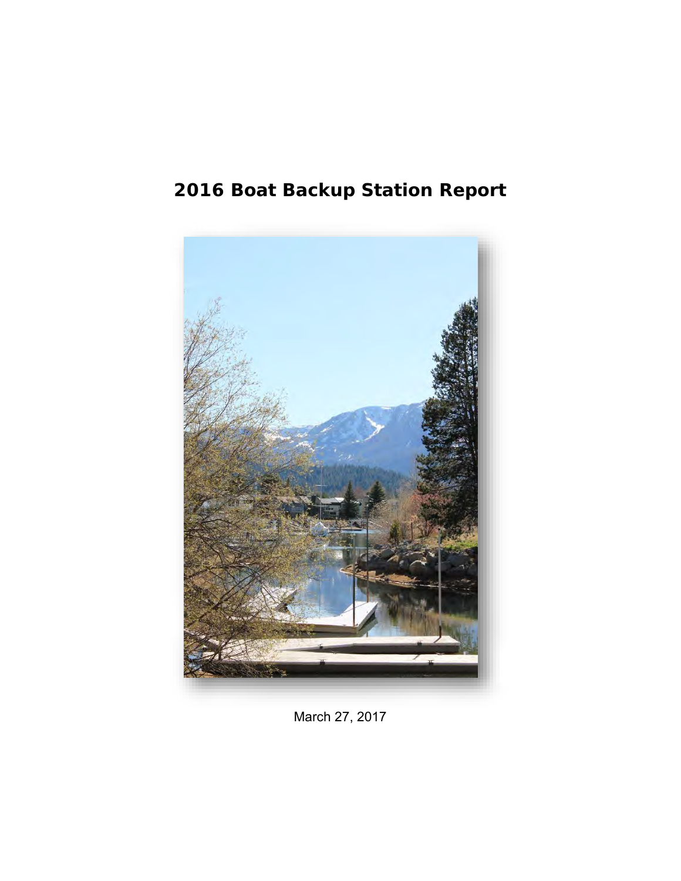# 2016 Boat Backup Station Report

March 27, 2017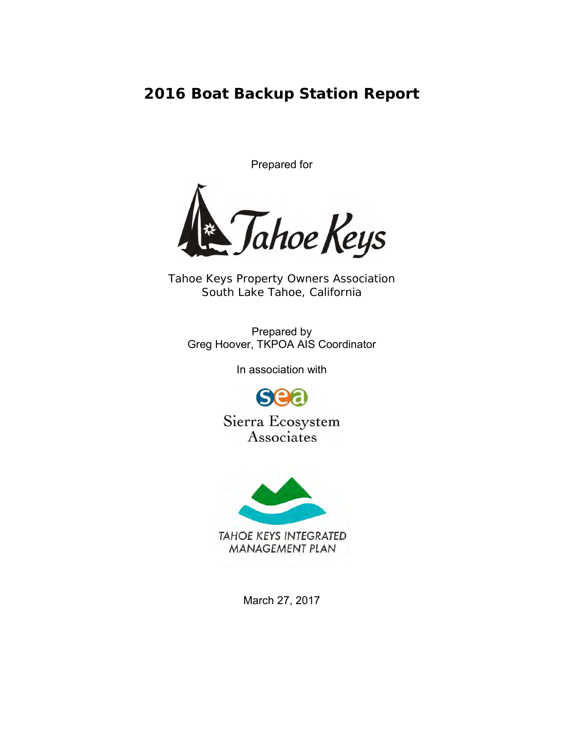# 2016 Boat Backup Station Report

Prepared for

Tahoe Keys

Tahoe Keys Property Owners Association
South Lake Tahoe, California

Prepared by
Greg Hoover, TKPOA AIS Coordinator

In association with

Sierra Ecosystem Associates

TAHOE KEYS INTEGRATED MANAGEMENT PLAN

March 27, 2017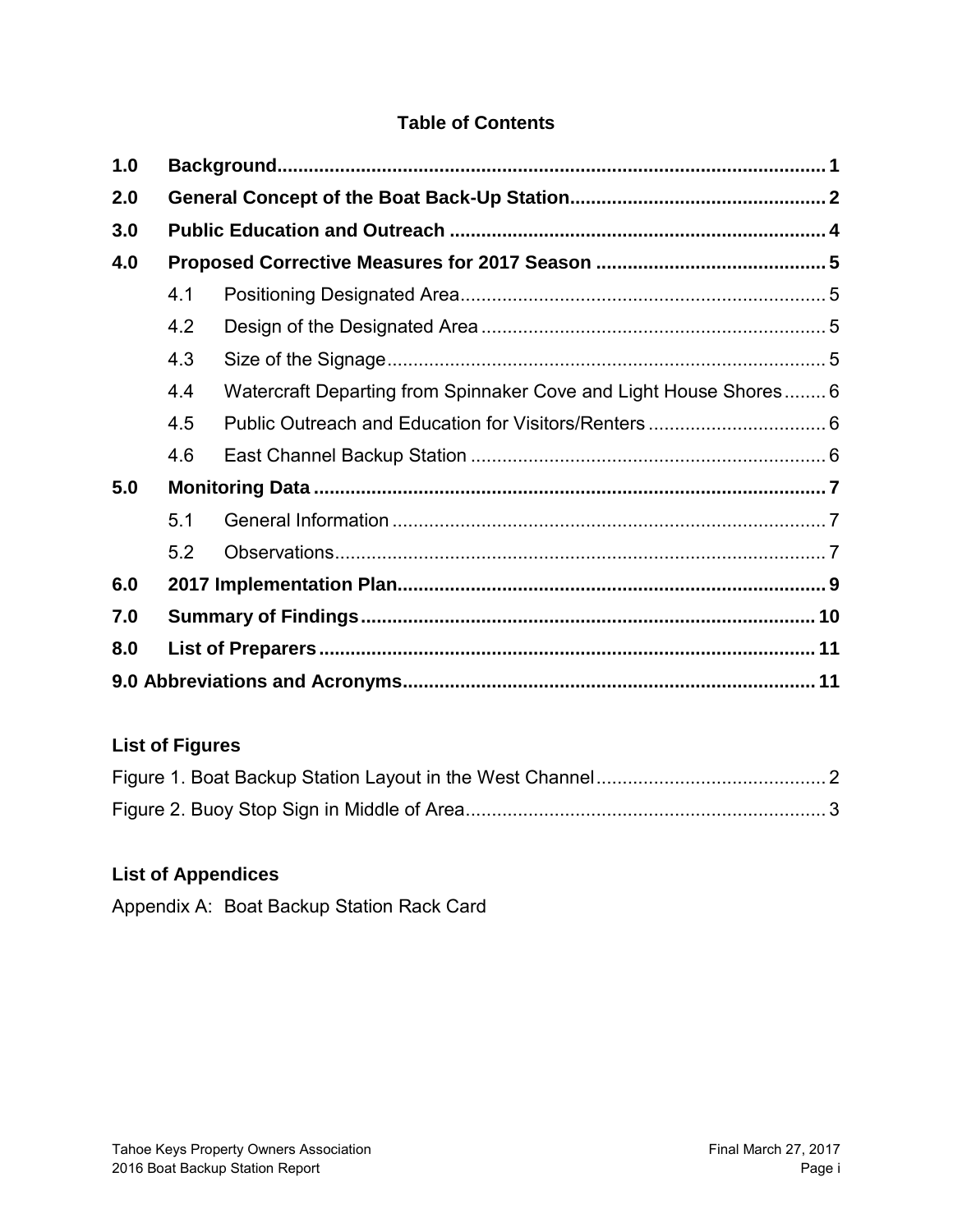## Table of Contents

| | | |
|---|---|---|
| **1.0** | **Background** | **1** |
| **2.0** | **General Concept of the Boat Back-Up Station** | **2** |
| **3.0** | **Public Education and Outreach** | **4** |
| **4.0** | **Proposed Corrective Measures for 2017 Season** | **5** |
| 4.1 | Positioning Designated Area | 5 |
| 4.2 | Design of the Designated Area | 5 |
| 4.3 | Size of the Signage | 5 |
| 4.4 | Watercraft Departing from Spinnaker Cove and Light House Shores | 6 |
| 4.5 | Public Outreach and Education for Visitors/Renters | 6 |
| 4.6 | East Channel Backup Station | 6 |
| **5.0** | **Monitoring Data** | **7** |
| 5.1 | General Information | 7 |
| 5.2 | Observations | 7 |
| **6.0** | **2017 Implementation Plan** | **9** |
| **7.0** | **Summary of Findings** | **10** |
| **8.0** | **List of Preparers** | **11** |
| **9.0** | **Abbreviations and Acronyms** | **11** |

### List of Figures

Figure 1. Boat Backup Station Layout in the West Channel ........ 2

Figure 2. Buoy Stop Sign in Middle of Area ........ 3

### List of Appendices

Appendix A: Boat Backup Station Rack Card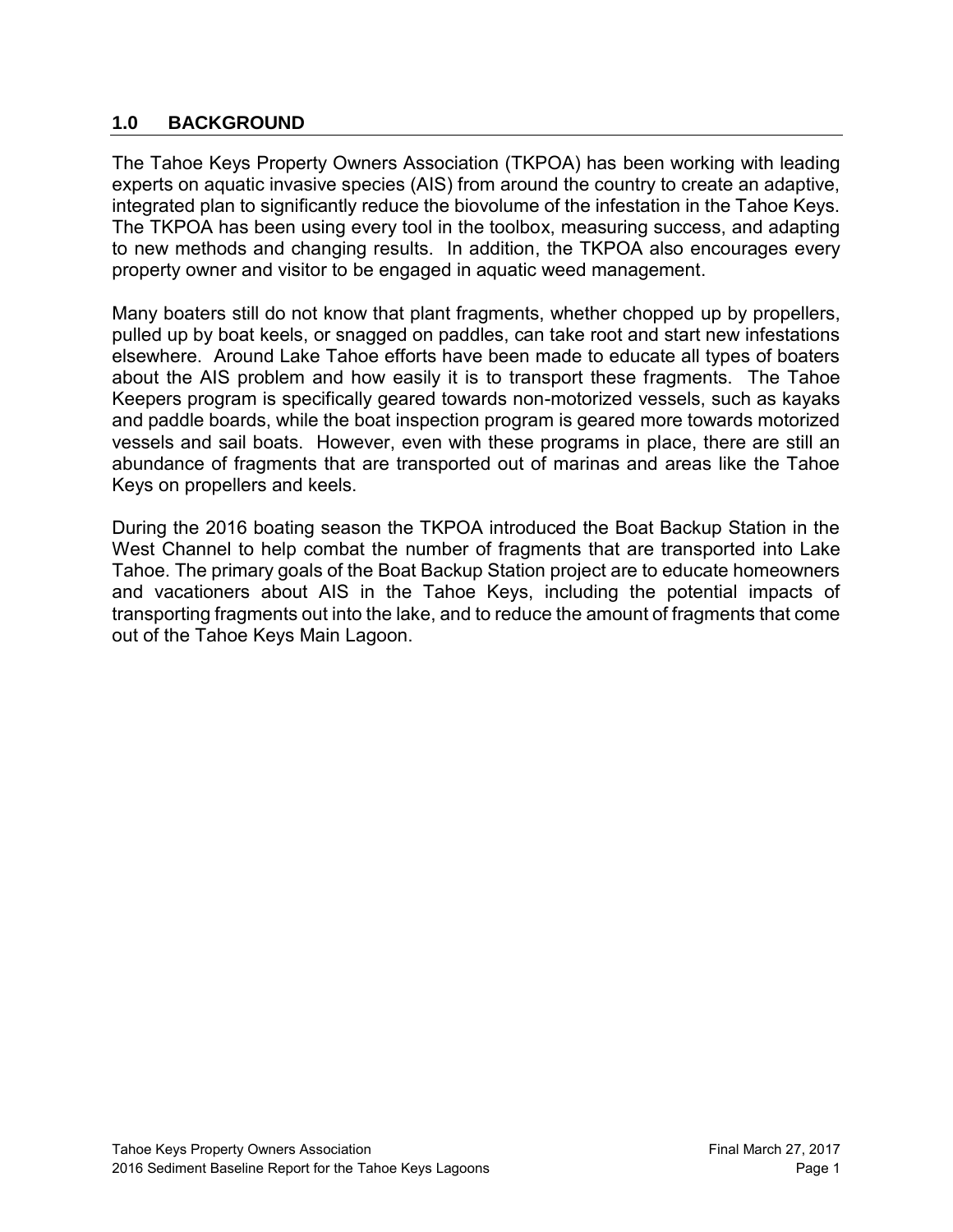## 1.0 BACKGROUND

The Tahoe Keys Property Owners Association (TKPOA) has been working with leading experts on aquatic invasive species (AIS) from around the country to create an adaptive, integrated plan to significantly reduce the biovolume of the infestation in the Tahoe Keys. The TKPOA has been using every tool in the toolbox, measuring success, and adapting to new methods and changing results. In addition, the TKPOA also encourages every property owner and visitor to be engaged in aquatic weed management.

Many boaters still do not know that plant fragments, whether chopped up by propellers, pulled up by boat keels, or snagged on paddles, can take root and start new infestations elsewhere. Around Lake Tahoe efforts have been made to educate all types of boaters about the AIS problem and how easily it is to transport these fragments. The Tahoe Keepers program is specifically geared towards non-motorized vessels, such as kayaks and paddle boards, while the boat inspection program is geared more towards motorized vessels and sail boats. However, even with these programs in place, there are still an abundance of fragments that are transported out of marinas and areas like the Tahoe Keys on propellers and keels.

During the 2016 boating season the TKPOA introduced the Boat Backup Station in the West Channel to help combat the number of fragments that are transported into Lake Tahoe. The primary goals of the Boat Backup Station project are to educate homeowners and vacationers about AIS in the Tahoe Keys, including the potential impacts of transporting fragments out into the lake, and to reduce the amount of fragments that come out of the Tahoe Keys Main Lagoon.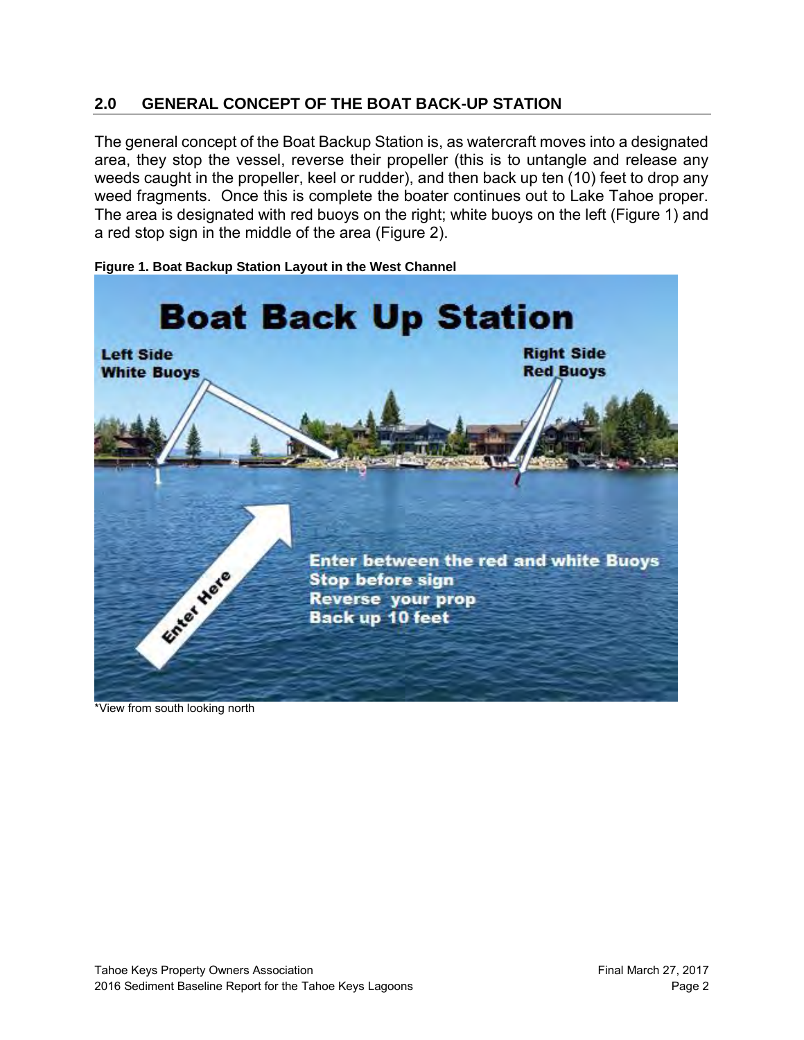## 2.0 GENERAL CONCEPT OF THE BOAT BACK-UP STATION

The general concept of the Boat Backup Station is, as watercraft moves into a designated area, they stop the vessel, reverse their propeller (this is to untangle and release any weeds caught in the propeller, keel or rudder), and then back up ten (10) feet to drop any weed fragments. Once this is complete the boater continues out to Lake Tahoe proper. The area is designated with red buoys on the right; white buoys on the left (Figure 1) and a red stop sign in the middle of the area (Figure 2).

**Figure 1. Boat Backup Station Layout in the West Channel**

*View from south looking north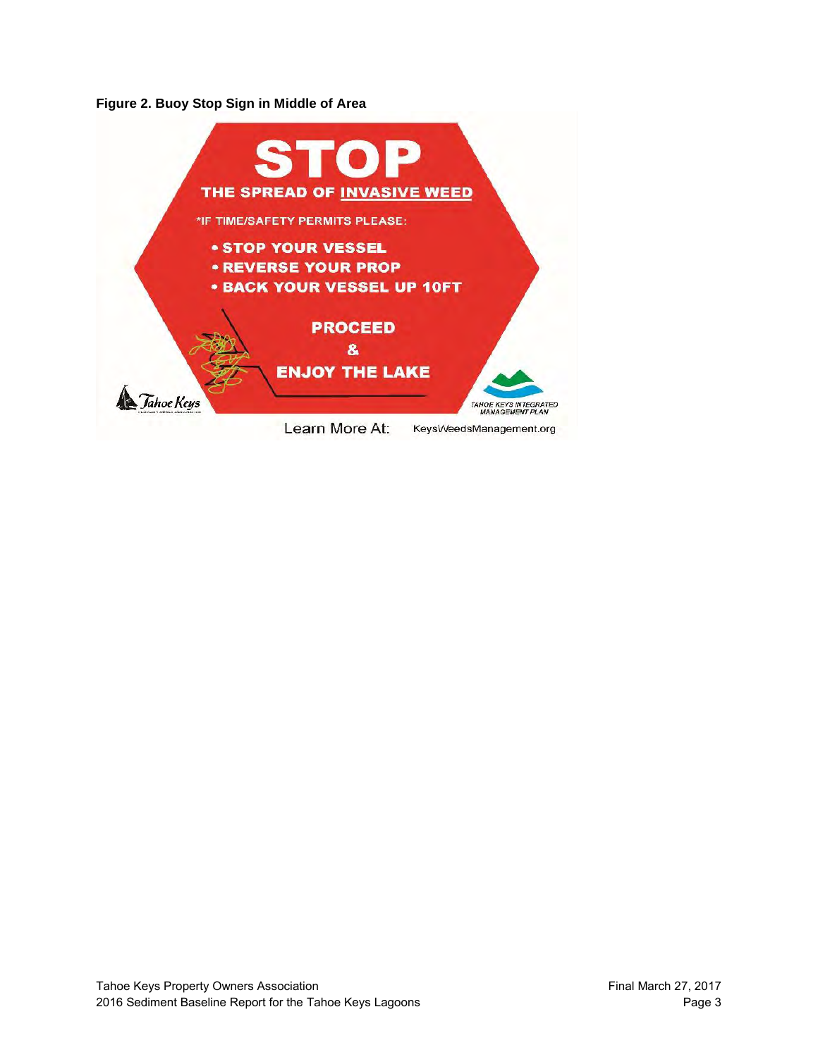**Figure 2. Buoy Stop Sign in Middle of Area**

STOP

THE SPREAD OF INVASIVE WEED

*IF TIME/SAFETY PERMITS PLEASE:

- STOP YOUR VESSEL
- REVERSE YOUR PROP
- BACK YOUR VESSEL UP 10FT

PROCEED

&

ENJOY THE LAKE

Tahoe Keys

TAHOE KEYS INTEGRATED MANAGEMENT PLAN

Learn More At: KeysWeedsManagement.org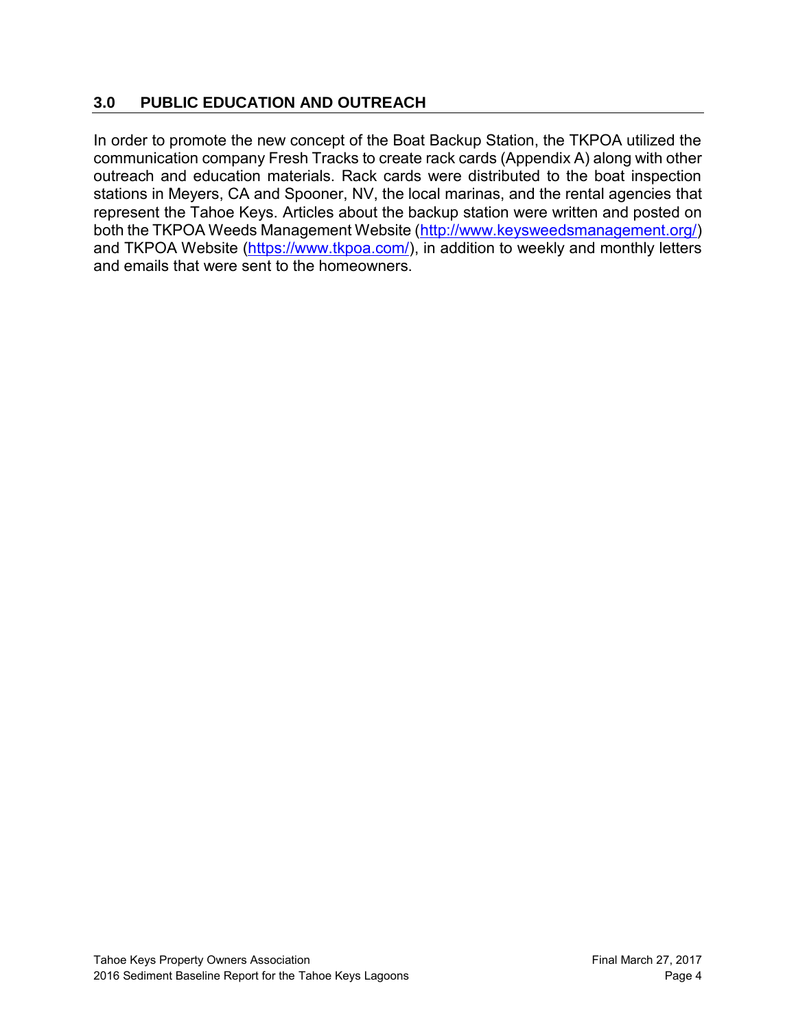## 3.0 PUBLIC EDUCATION AND OUTREACH

In order to promote the new concept of the Boat Backup Station, the TKPOA utilized the communication company Fresh Tracks to create rack cards (Appendix A) along with other outreach and education materials. Rack cards were distributed to the boat inspection stations in Meyers, CA and Spooner, NV, the local marinas, and the rental agencies that represent the Tahoe Keys. Articles about the backup station were written and posted on both the TKPOA Weeds Management Website (http://www.keysweedsmanagement.org/) and TKPOA Website (https://www.tkpoa.com/), in addition to weekly and monthly letters and emails that were sent to the homeowners.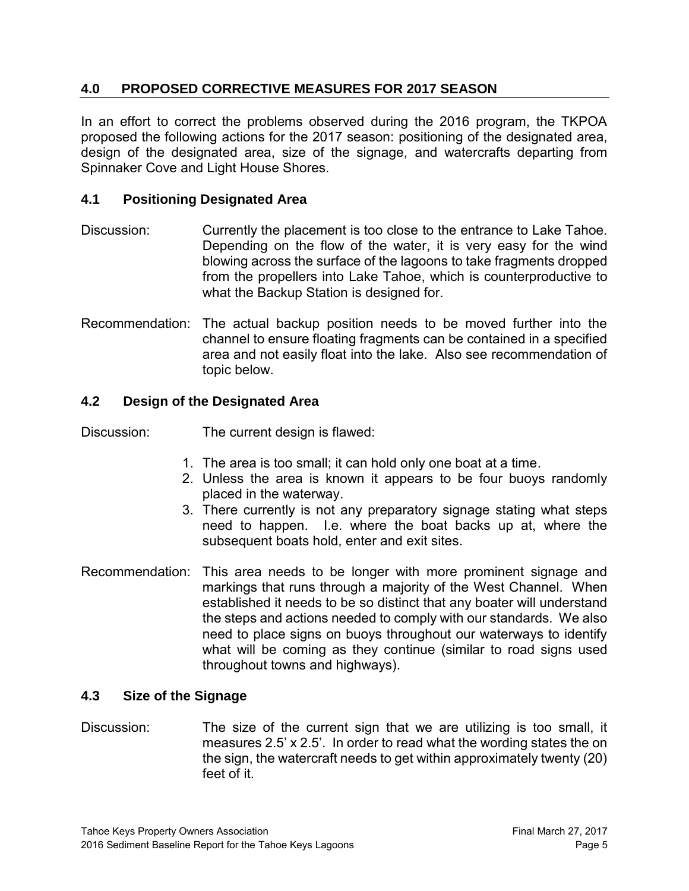## 4.0 PROPOSED CORRECTIVE MEASURES FOR 2017 SEASON

In an effort to correct the problems observed during the 2016 program, the TKPOA proposed the following actions for the 2017 season: positioning of the designated area, design of the designated area, size of the signage, and watercrafts departing from Spinnaker Cove and Light House Shores.

### 4.1 Positioning Designated Area

Discussion: Currently the placement is too close to the entrance to Lake Tahoe. Depending on the flow of the water, it is very easy for the wind blowing across the surface of the lagoons to take fragments dropped from the propellers into Lake Tahoe, which is counterproductive to what the Backup Station is designed for.

Recommendation: The actual backup position needs to be moved further into the channel to ensure floating fragments can be contained in a specified area and not easily float into the lake. Also see recommendation of topic below.

### 4.2 Design of the Designated Area

Discussion: The current design is flawed:

1. The area is too small; it can hold only one boat at a time.
2. Unless the area is known it appears to be four buoys randomly placed in the waterway.
3. There currently is not any preparatory signage stating what steps need to happen. I.e. where the boat backs up at, where the subsequent boats hold, enter and exit sites.

Recommendation: This area needs to be longer with more prominent signage and markings that runs through a majority of the West Channel. When established it needs to be so distinct that any boater will understand the steps and actions needed to comply with our standards. We also need to place signs on buoys throughout our waterways to identify what will be coming as they continue (similar to road signs used throughout towns and highways).

### 4.3 Size of the Signage

Discussion: The size of the current sign that we are utilizing is too small, it measures 2.5' x 2.5'. In order to read what the wording states the on the sign, the watercraft needs to get within approximately twenty (20) feet of it.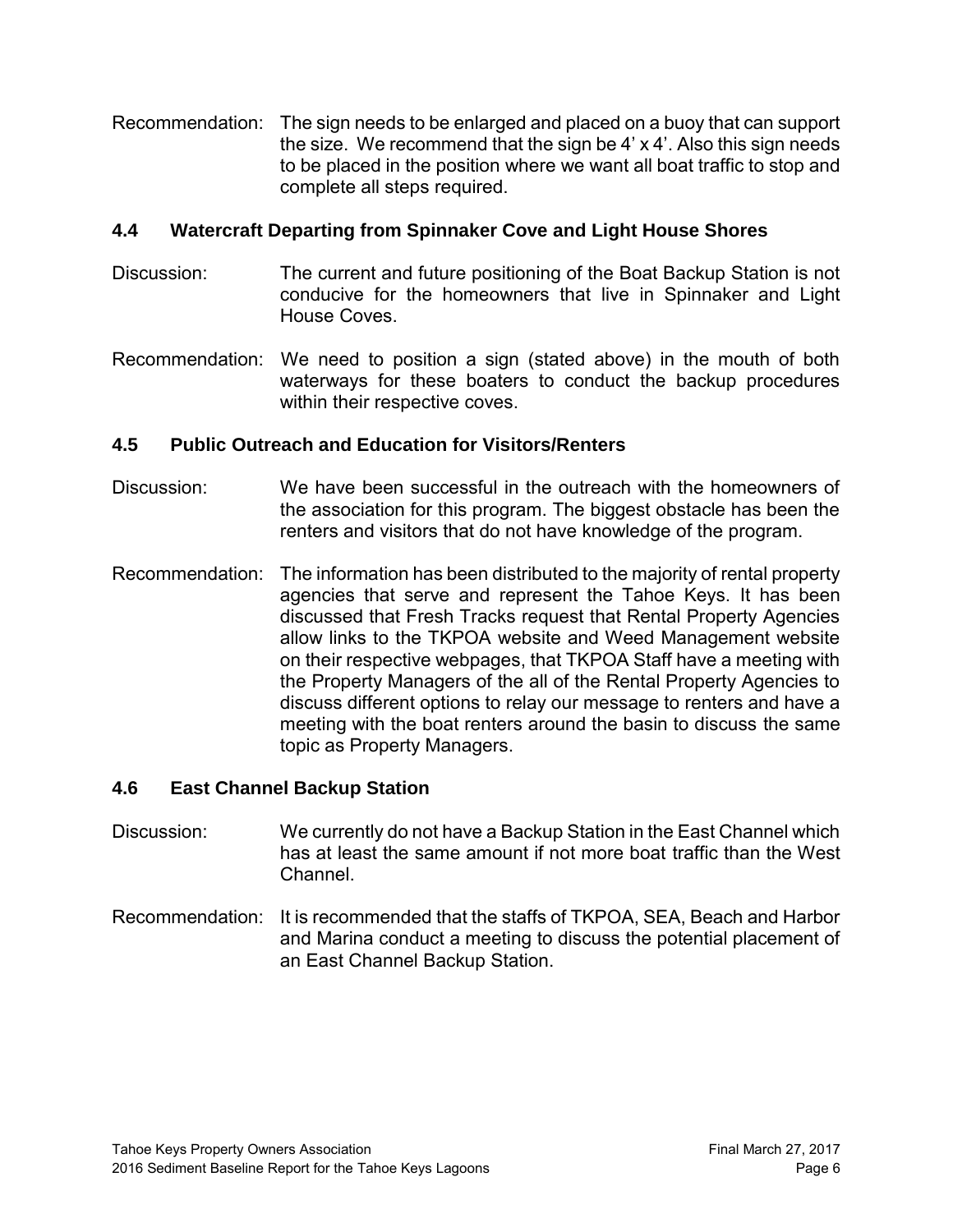Recommendation: The sign needs to be enlarged and placed on a buoy that can support the size. We recommend that the sign be 4' x 4'. Also this sign needs to be placed in the position where we want all boat traffic to stop and complete all steps required.

### 4.4 Watercraft Departing from Spinnaker Cove and Light House Shores

Discussion: The current and future positioning of the Boat Backup Station is not conducive for the homeowners that live in Spinnaker and Light House Coves.

Recommendation: We need to position a sign (stated above) in the mouth of both waterways for these boaters to conduct the backup procedures within their respective coves.

### 4.5 Public Outreach and Education for Visitors/Renters

Discussion: We have been successful in the outreach with the homeowners of the association for this program. The biggest obstacle has been the renters and visitors that do not have knowledge of the program.

Recommendation: The information has been distributed to the majority of rental property agencies that serve and represent the Tahoe Keys. It has been discussed that Fresh Tracks request that Rental Property Agencies allow links to the TKPOA website and Weed Management website on their respective webpages, that TKPOA Staff have a meeting with the Property Managers of the all of the Rental Property Agencies to discuss different options to relay our message to renters and have a meeting with the boat renters around the basin to discuss the same topic as Property Managers.

### 4.6 East Channel Backup Station

Discussion: We currently do not have a Backup Station in the East Channel which has at least the same amount if not more boat traffic than the West Channel.

Recommendation: It is recommended that the staffs of TKPOA, SEA, Beach and Harbor and Marina conduct a meeting to discuss the potential placement of an East Channel Backup Station.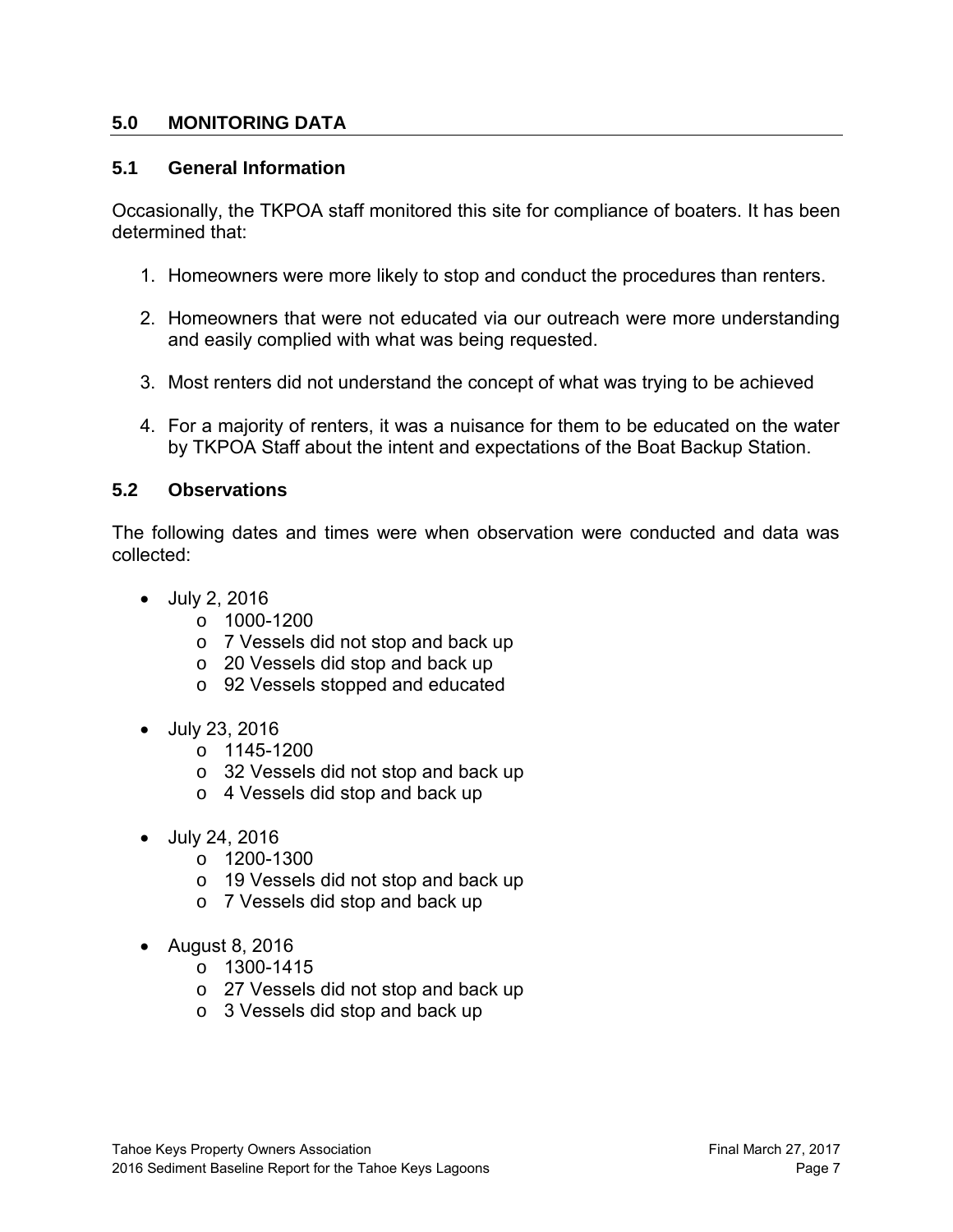## 5.0 MONITORING DATA

### 5.1 General Information

Occasionally, the TKPOA staff monitored this site for compliance of boaters. It has been determined that:

1. Homeowners were more likely to stop and conduct the procedures than renters.
2. Homeowners that were not educated via our outreach were more understanding and easily complied with what was being requested.
3. Most renters did not understand the concept of what was trying to be achieved
4. For a majority of renters, it was a nuisance for them to be educated on the water by TKPOA Staff about the intent and expectations of the Boat Backup Station.

### 5.2 Observations

The following dates and times were when observation were conducted and data was collected:

- July 2, 2016
  - 1000-1200
  - 7 Vessels did not stop and back up
  - 20 Vessels did stop and back up
  - 92 Vessels stopped and educated
- July 23, 2016
  - 1145-1200
  - 32 Vessels did not stop and back up
  - 4 Vessels did stop and back up
- July 24, 2016
  - 1200-1300
  - 19 Vessels did not stop and back up
  - 7 Vessels did stop and back up
- August 8, 2016
  - 1300-1415
  - 27 Vessels did not stop and back up
  - 3 Vessels did stop and back up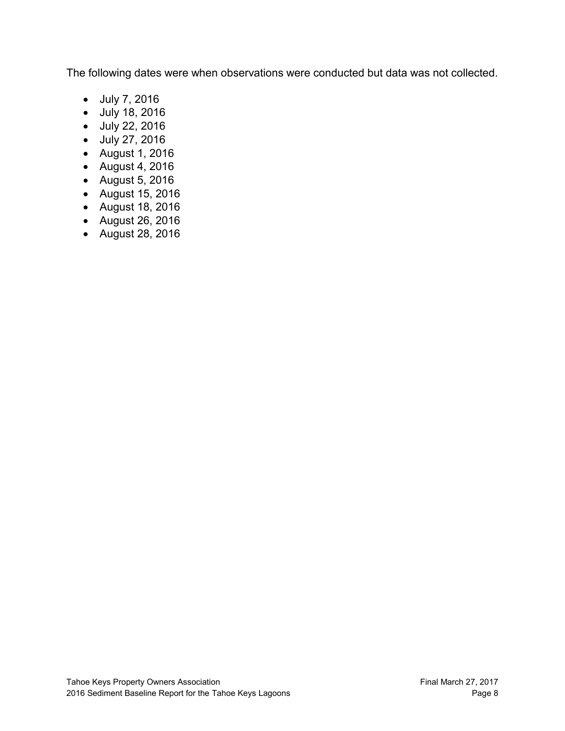The following dates were when observations were conducted but data was not collected.

- July 7, 2016
- July 18, 2016
- July 22, 2016
- July 27, 2016
- August 1, 2016
- August 4, 2016
- August 5, 2016
- August 15, 2016
- August 18, 2016
- August 26, 2016
- August 28, 2016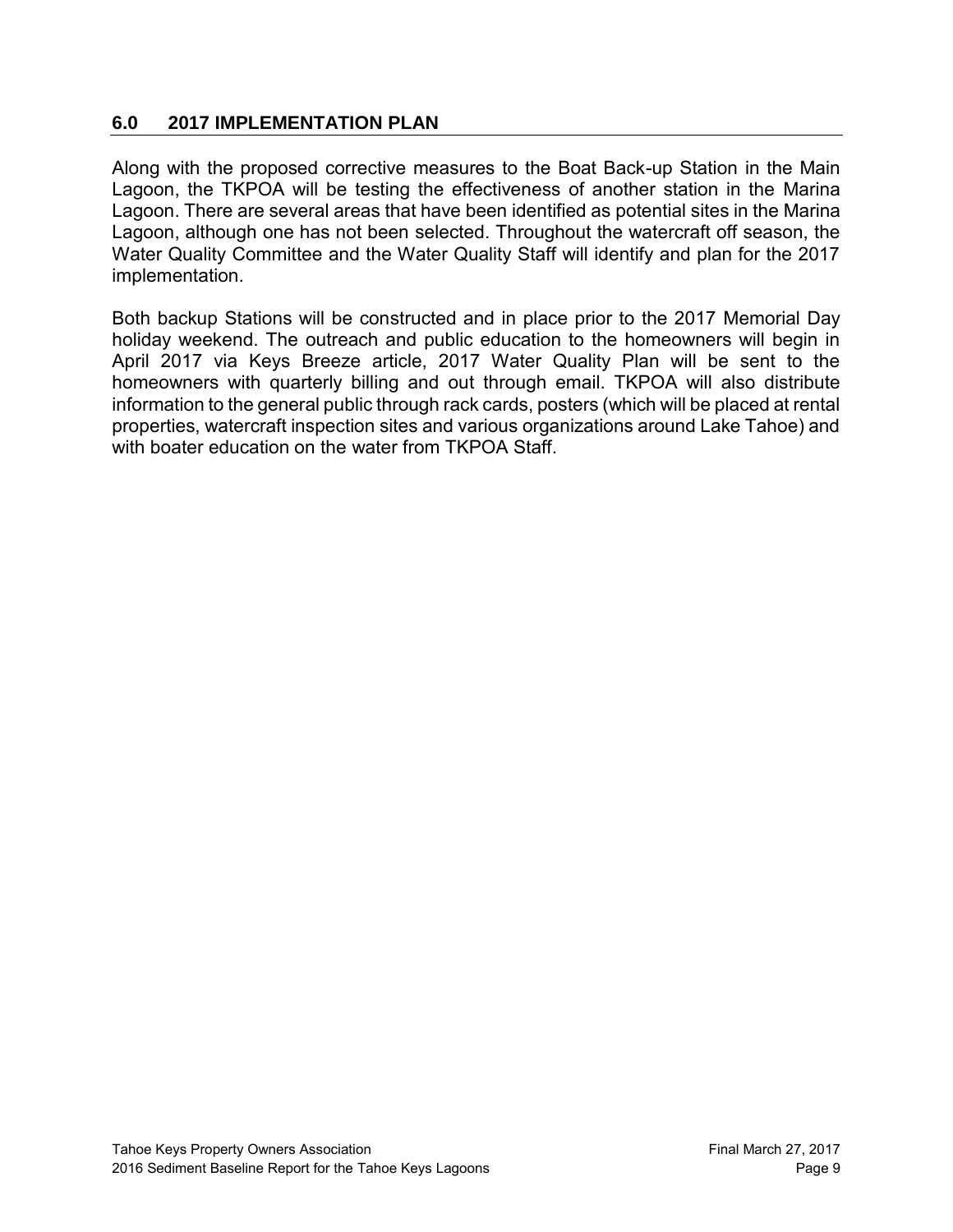## 6.0 2017 IMPLEMENTATION PLAN

Along with the proposed corrective measures to the Boat Back-up Station in the Main Lagoon, the TKPOA will be testing the effectiveness of another station in the Marina Lagoon. There are several areas that have been identified as potential sites in the Marina Lagoon, although one has not been selected. Throughout the watercraft off season, the Water Quality Committee and the Water Quality Staff will identify and plan for the 2017 implementation.

Both backup Stations will be constructed and in place prior to the 2017 Memorial Day holiday weekend. The outreach and public education to the homeowners will begin in April 2017 via Keys Breeze article, 2017 Water Quality Plan will be sent to the homeowners with quarterly billing and out through email. TKPOA will also distribute information to the general public through rack cards, posters (which will be placed at rental properties, watercraft inspection sites and various organizations around Lake Tahoe) and with boater education on the water from TKPOA Staff.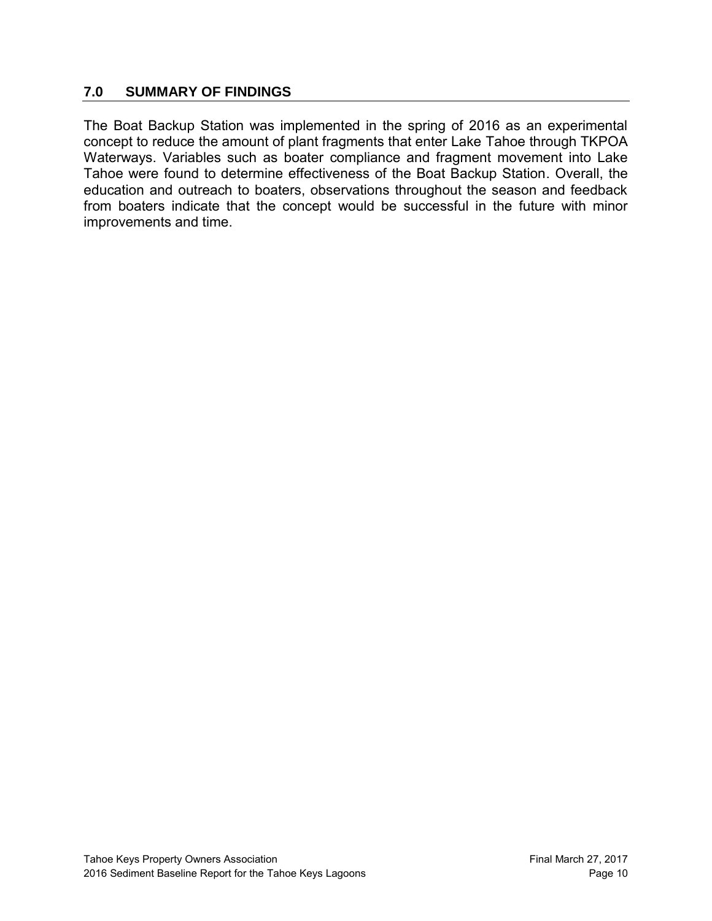## 7.0 SUMMARY OF FINDINGS

The Boat Backup Station was implemented in the spring of 2016 as an experimental concept to reduce the amount of plant fragments that enter Lake Tahoe through TKPOA Waterways. Variables such as boater compliance and fragment movement into Lake Tahoe were found to determine effectiveness of the Boat Backup Station. Overall, the education and outreach to boaters, observations throughout the season and feedback from boaters indicate that the concept would be successful in the future with minor improvements and time.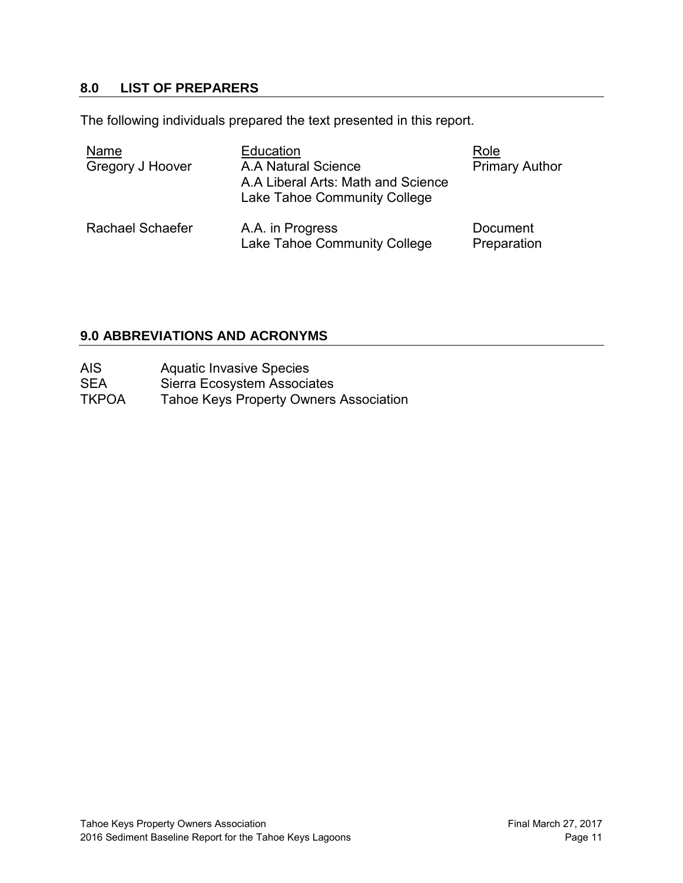## 8.0 LIST OF PREPARERS

The following individuals prepared the text presented in this report.

| Name | Education | Role |
| --- | --- | --- |
| Gregory J Hoover | A.A Natural Science<br>A.A Liberal Arts: Math and Science<br>Lake Tahoe Community College | Primary Author |
| Rachael Schaefer | A.A. in Progress<br>Lake Tahoe Community College | Document Preparation |

## 9.0 ABBREVIATIONS AND ACRONYMS

| | |
| --- | --- |
| AIS | Aquatic Invasive Species |
| SEA | Sierra Ecosystem Associates |
| TKPOA | Tahoe Keys Property Owners Association |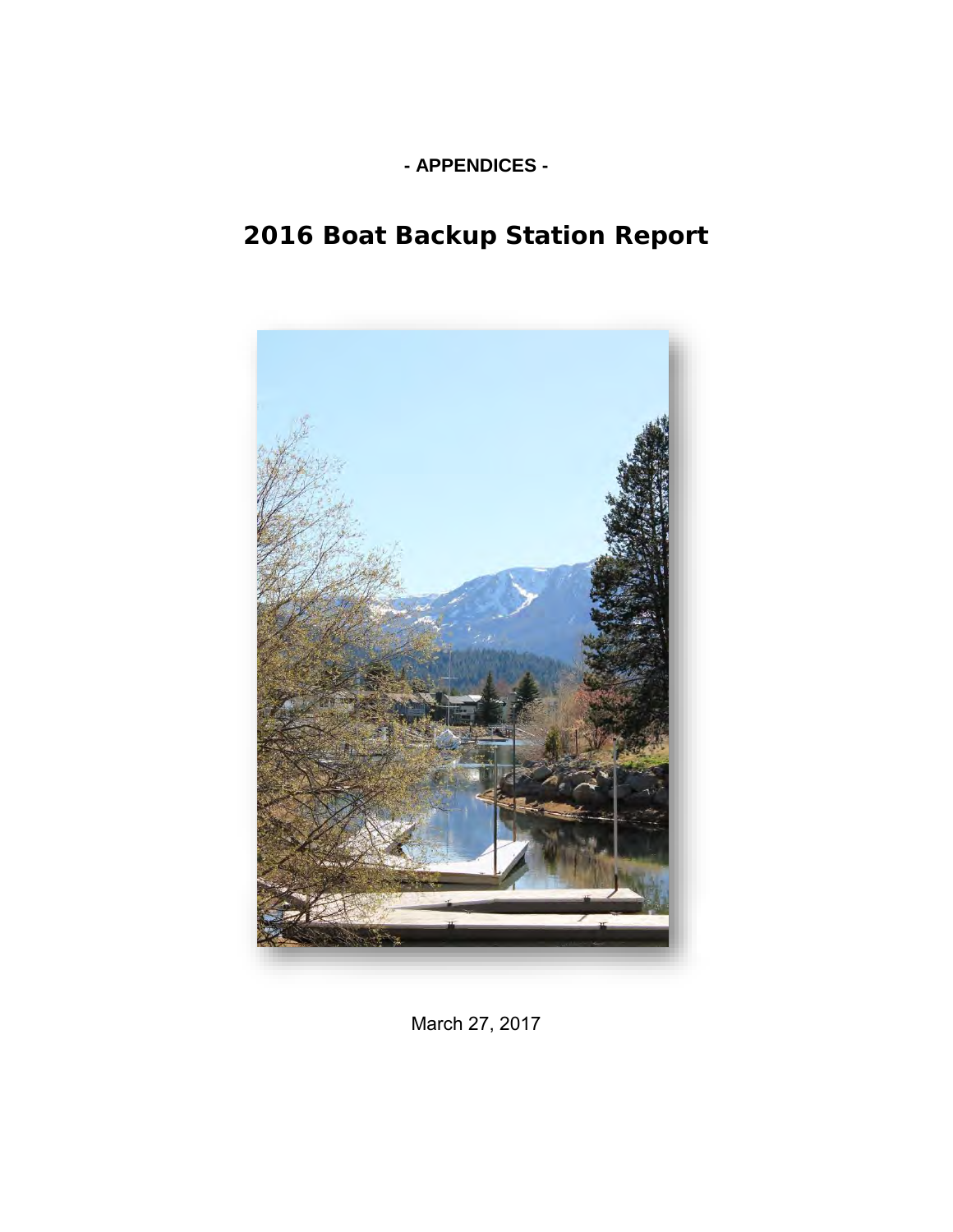**- APPENDICES -**

# 2016 Boat Backup Station Report

March 27, 2017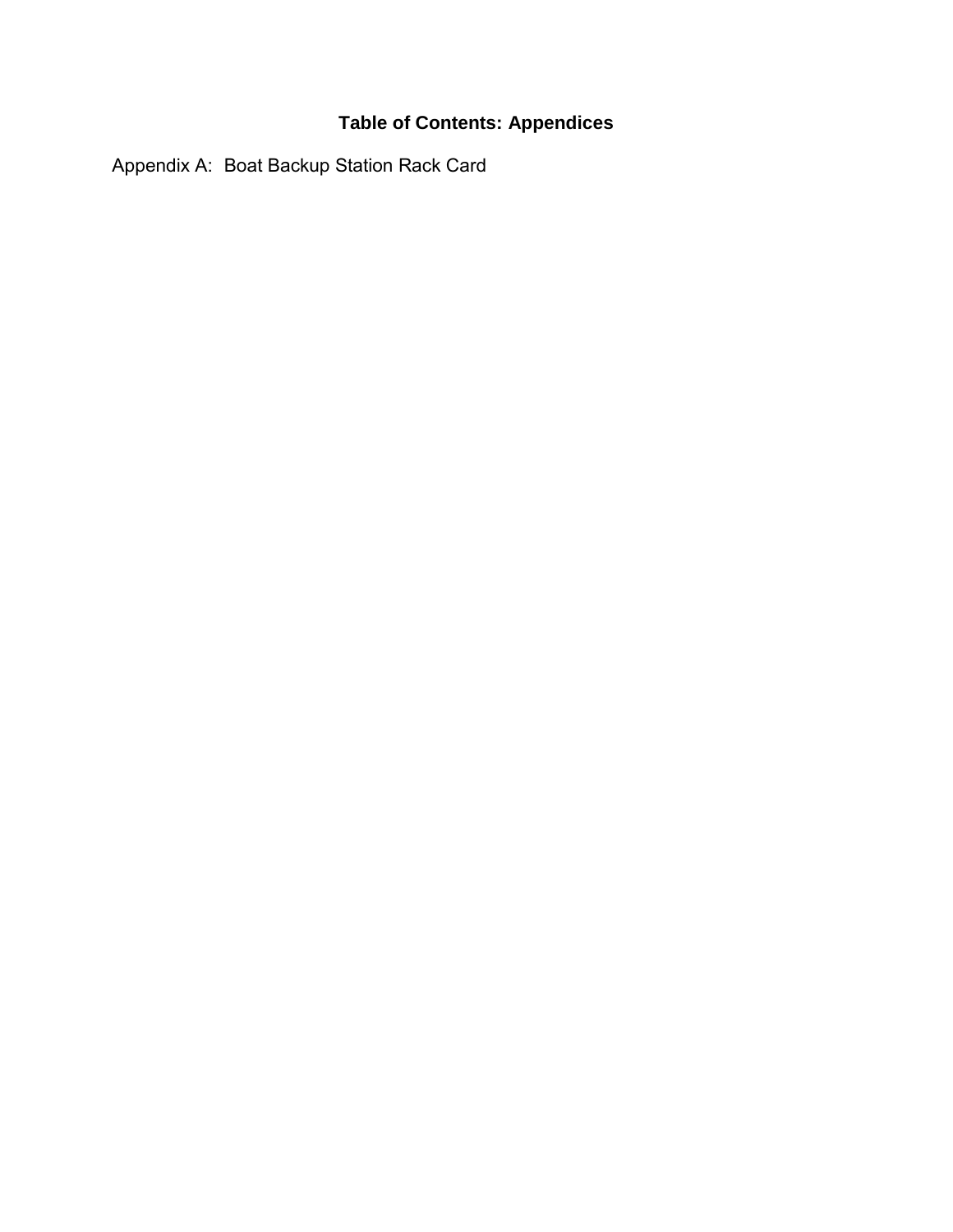# Table of Contents: Appendices

Appendix A: Boat Backup Station Rack Card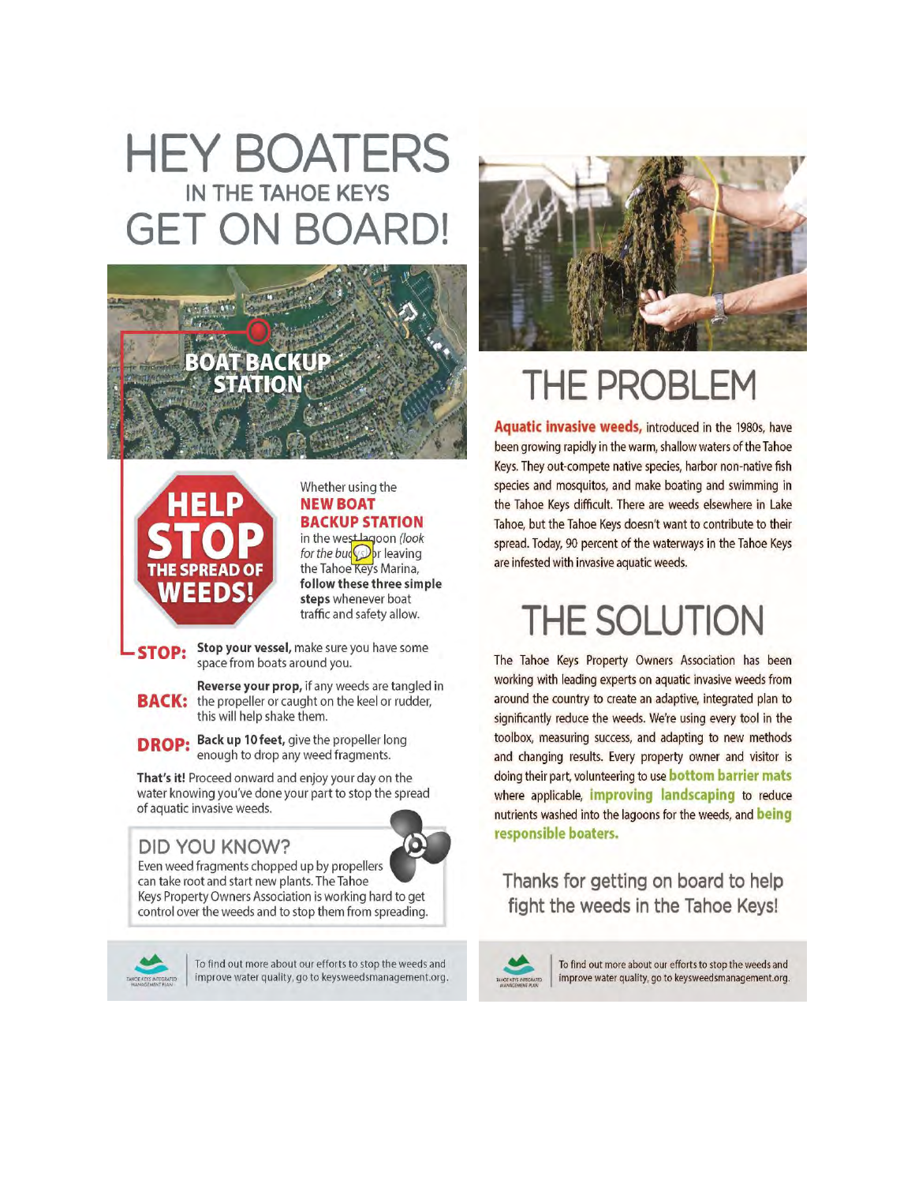# HEY BOATERS

## IN THE TAHOE KEYS

# GET ON BOARD!

BOAT BACKUP STATION

HELP STOP THE SPREAD OF WEEDS!

Whether using the **NEW BOAT BACKUP STATION** in the west lagoon *(look for the buoy)* or leaving the Tahoe Keys Marina, **follow these three simple steps** whenever boat traffic and safety allow.

**STOP:** **Stop your vessel,** make sure you have some space from boats around you.

**BACK:** **Reverse your prop,** if any weeds are tangled in the propeller or caught on the keel or rudder, this will help shake them.

**DROP:** **Back up 10 feet,** give the propeller long enough to drop any weed fragments.

**That's it!** Proceed onward and enjoy your day on the water knowing you've done your part to stop the spread of aquatic invasive weeds.

### DID YOU KNOW?

Even weed fragments chopped up by propellers can take root and start new plants. The Tahoe Keys Property Owners Association is working hard to get control over the weeds and to stop them from spreading.

TAHOE KEYS INTEGRATED MANAGEMENT PLAN

To find out more about our efforts to stop the weeds and improve water quality, go to keysweedsmanagement.org.

# THE PROBLEM

**Aquatic invasive weeds,** introduced in the 1980s, have been growing rapidly in the warm, shallow waters of the Tahoe Keys. They out-compete native species, harbor non-native fish species and mosquitos, and make boating and swimming in the Tahoe Keys difficult. There are weeds elsewhere in Lake Tahoe, but the Tahoe Keys doesn't want to contribute to their spread. Today, 90 percent of the waterways in the Tahoe Keys are infested with invasive aquatic weeds.

# THE SOLUTION

The Tahoe Keys Property Owners Association has been working with leading experts on aquatic invasive weeds from around the country to create an adaptive, integrated plan to significantly reduce the weeds. We're using every tool in the toolbox, measuring success, and adapting to new methods and changing results. Every property owner and visitor is doing their part, volunteering to use **bottom barrier mats** where applicable, **improving landscaping** to reduce nutrients washed into the lagoons for the weeds, and **being responsible boaters.**

Thanks for getting on board to help fight the weeds in the Tahoe Keys!

TAHOE KEYS INTEGRATED MANAGEMENT PLAN

To find out more about our efforts to stop the weeds and improve water quality, go to keysweedsmanagement.org.